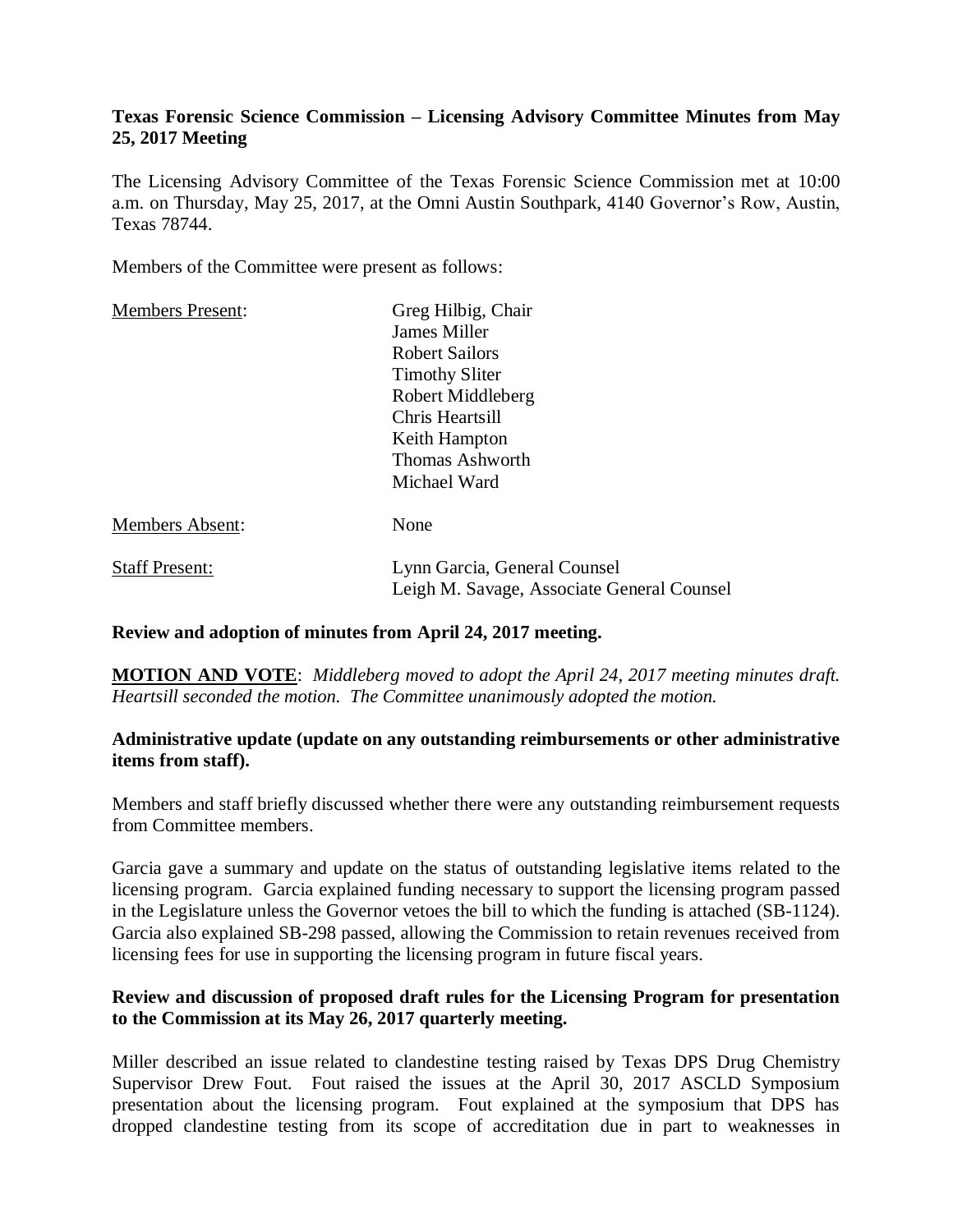**Texas Forensic Science Commission – Licensing Advisory Committee Minutes from May 25, 2017 Meeting**

The Licensing Advisory Committee of the Texas Forensic Science Commission met at 10:00 a.m. on Thursday, May 25, 2017, at the Omni Austin Southpark, 4140 Governor's Row, Austin, Texas 78744.

Members of the Committee were present as follows:

| | |
|---|---|
| Members Present: | Greg Hilbig, Chair<br>James Miller<br>Robert Sailors<br>Timothy Sliter<br>Robert Middleberg<br>Chris Heartsill<br>Keith Hampton<br>Thomas Ashworth<br>Michael Ward |
| Members Absent: | None |
| Staff Present: | Lynn Garcia, General Counsel<br>Leigh M. Savage, Associate General Counsel |

**Review and adoption of minutes from April 24, 2017 meeting.**

**MOTION AND VOTE**: *Middleberg moved to adopt the April 24, 2017 meeting minutes draft. Heartsill seconded the motion. The Committee unanimously adopted the motion.*

**Administrative update (update on any outstanding reimbursements or other administrative items from staff).**

Members and staff briefly discussed whether there were any outstanding reimbursement requests from Committee members.

Garcia gave a summary and update on the status of outstanding legislative items related to the licensing program. Garcia explained funding necessary to support the licensing program passed in the Legislature unless the Governor vetoes the bill to which the funding is attached (SB-1124). Garcia also explained SB-298 passed, allowing the Commission to retain revenues received from licensing fees for use in supporting the licensing program in future fiscal years.

**Review and discussion of proposed draft rules for the Licensing Program for presentation to the Commission at its May 26, 2017 quarterly meeting.**

Miller described an issue related to clandestine testing raised by Texas DPS Drug Chemistry Supervisor Drew Fout. Fout raised the issues at the April 30, 2017 ASCLD Symposium presentation about the licensing program. Fout explained at the symposium that DPS has dropped clandestine testing from its scope of accreditation due in part to weaknesses in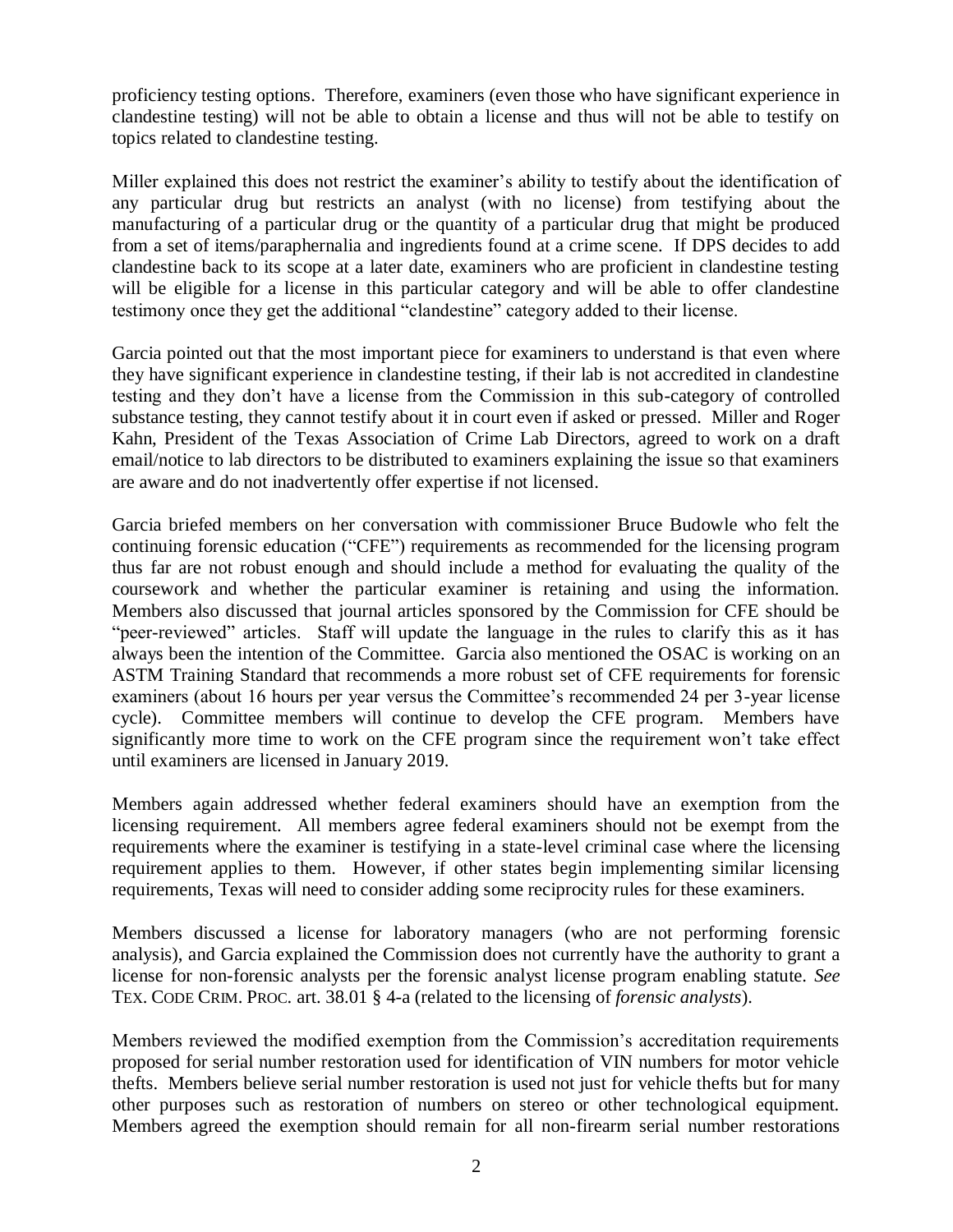proficiency testing options. Therefore, examiners (even those who have significant experience in clandestine testing) will not be able to obtain a license and thus will not be able to testify on topics related to clandestine testing.

Miller explained this does not restrict the examiner's ability to testify about the identification of any particular drug but restricts an analyst (with no license) from testifying about the manufacturing of a particular drug or the quantity of a particular drug that might be produced from a set of items/paraphernalia and ingredients found at a crime scene. If DPS decides to add clandestine back to its scope at a later date, examiners who are proficient in clandestine testing will be eligible for a license in this particular category and will be able to offer clandestine testimony once they get the additional "clandestine" category added to their license.

Garcia pointed out that the most important piece for examiners to understand is that even where they have significant experience in clandestine testing, if their lab is not accredited in clandestine testing and they don't have a license from the Commission in this sub-category of controlled substance testing, they cannot testify about it in court even if asked or pressed. Miller and Roger Kahn, President of the Texas Association of Crime Lab Directors, agreed to work on a draft email/notice to lab directors to be distributed to examiners explaining the issue so that examiners are aware and do not inadvertently offer expertise if not licensed.

Garcia briefed members on her conversation with commissioner Bruce Budowle who felt the continuing forensic education ("CFE") requirements as recommended for the licensing program thus far are not robust enough and should include a method for evaluating the quality of the coursework and whether the particular examiner is retaining and using the information. Members also discussed that journal articles sponsored by the Commission for CFE should be "peer-reviewed" articles. Staff will update the language in the rules to clarify this as it has always been the intention of the Committee. Garcia also mentioned the OSAC is working on an ASTM Training Standard that recommends a more robust set of CFE requirements for forensic examiners (about 16 hours per year versus the Committee's recommended 24 per 3-year license cycle). Committee members will continue to develop the CFE program. Members have significantly more time to work on the CFE program since the requirement won't take effect until examiners are licensed in January 2019.

Members again addressed whether federal examiners should have an exemption from the licensing requirement. All members agree federal examiners should not be exempt from the requirements where the examiner is testifying in a state-level criminal case where the licensing requirement applies to them. However, if other states begin implementing similar licensing requirements, Texas will need to consider adding some reciprocity rules for these examiners.

Members discussed a license for laboratory managers (who are not performing forensic analysis), and Garcia explained the Commission does not currently have the authority to grant a license for non-forensic analysts per the forensic analyst license program enabling statute. *See* TEX. CODE CRIM. PROC. art. 38.01 § 4-a (related to the licensing of *forensic analysts*).

Members reviewed the modified exemption from the Commission's accreditation requirements proposed for serial number restoration used for identification of VIN numbers for motor vehicle thefts. Members believe serial number restoration is used not just for vehicle thefts but for many other purposes such as restoration of numbers on stereo or other technological equipment. Members agreed the exemption should remain for all non-firearm serial number restorations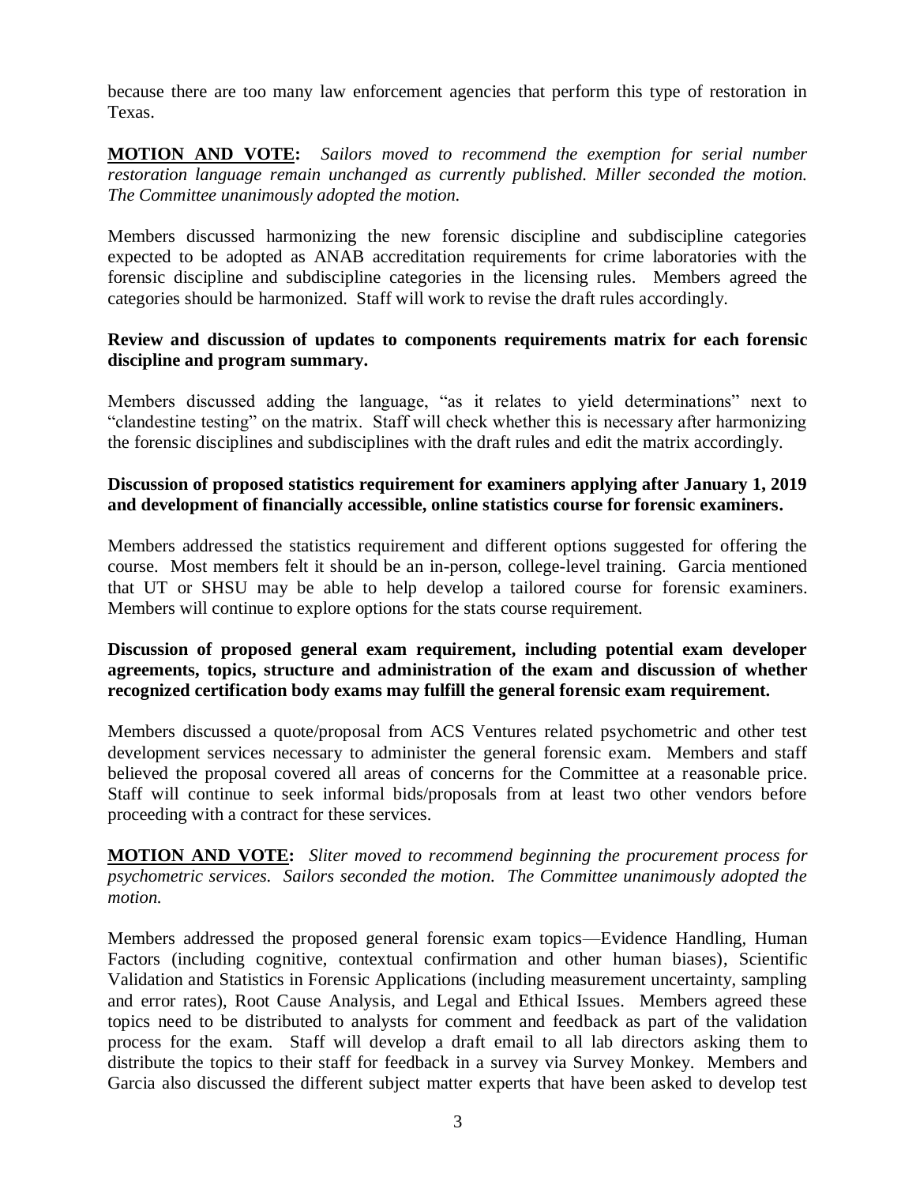because there are too many law enforcement agencies that perform this type of restoration in Texas.

**MOTION AND VOTE:** *Sailors moved to recommend the exemption for serial number restoration language remain unchanged as currently published. Miller seconded the motion. The Committee unanimously adopted the motion.*

Members discussed harmonizing the new forensic discipline and subdiscipline categories expected to be adopted as ANAB accreditation requirements for crime laboratories with the forensic discipline and subdiscipline categories in the licensing rules. Members agreed the categories should be harmonized. Staff will work to revise the draft rules accordingly.

**Review and discussion of updates to components requirements matrix for each forensic discipline and program summary.**

Members discussed adding the language, "as it relates to yield determinations" next to "clandestine testing" on the matrix. Staff will check whether this is necessary after harmonizing the forensic disciplines and subdisciplines with the draft rules and edit the matrix accordingly.

**Discussion of proposed statistics requirement for examiners applying after January 1, 2019 and development of financially accessible, online statistics course for forensic examiners.**

Members addressed the statistics requirement and different options suggested for offering the course. Most members felt it should be an in-person, college-level training. Garcia mentioned that UT or SHSU may be able to help develop a tailored course for forensic examiners. Members will continue to explore options for the stats course requirement.

**Discussion of proposed general exam requirement, including potential exam developer agreements, topics, structure and administration of the exam and discussion of whether recognized certification body exams may fulfill the general forensic exam requirement.**

Members discussed a quote/proposal from ACS Ventures related psychometric and other test development services necessary to administer the general forensic exam. Members and staff believed the proposal covered all areas of concerns for the Committee at a reasonable price. Staff will continue to seek informal bids/proposals from at least two other vendors before proceeding with a contract for these services.

**MOTION AND VOTE:** *Sliter moved to recommend beginning the procurement process for psychometric services. Sailors seconded the motion. The Committee unanimously adopted the motion.*

Members addressed the proposed general forensic exam topics—Evidence Handling, Human Factors (including cognitive, contextual confirmation and other human biases), Scientific Validation and Statistics in Forensic Applications (including measurement uncertainty, sampling and error rates), Root Cause Analysis, and Legal and Ethical Issues. Members agreed these topics need to be distributed to analysts for comment and feedback as part of the validation process for the exam. Staff will develop a draft email to all lab directors asking them to distribute the topics to their staff for feedback in a survey via Survey Monkey. Members and Garcia also discussed the different subject matter experts that have been asked to develop test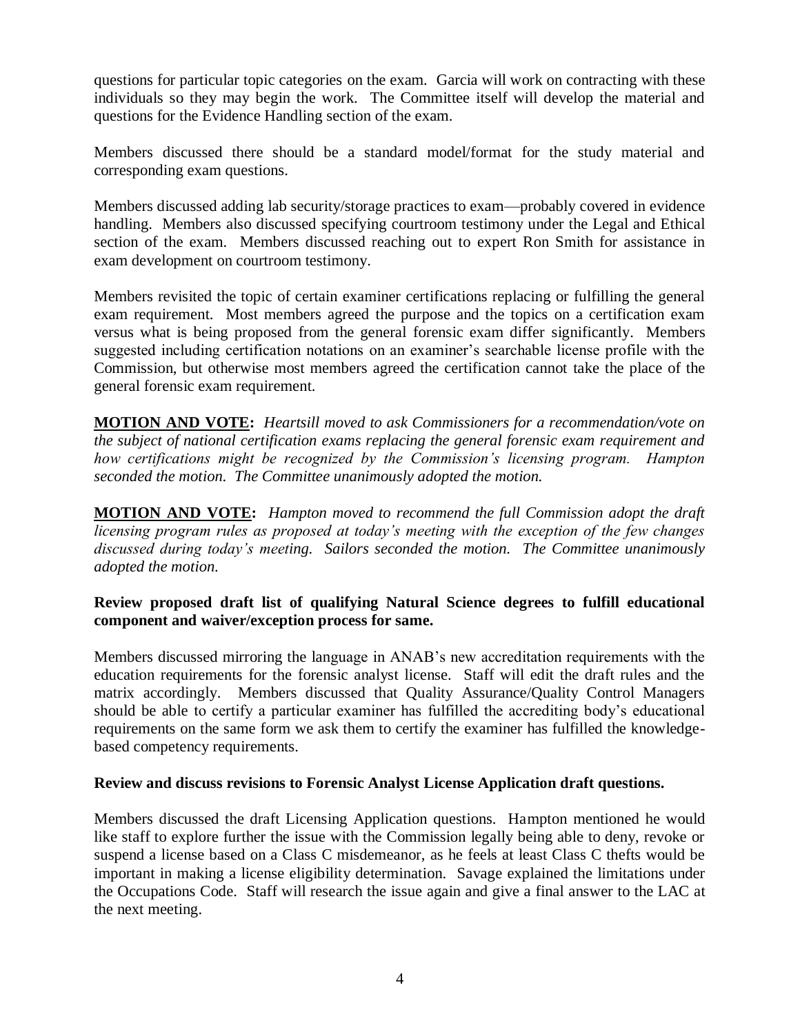questions for particular topic categories on the exam. Garcia will work on contracting with these individuals so they may begin the work. The Committee itself will develop the material and questions for the Evidence Handling section of the exam.

Members discussed there should be a standard model/format for the study material and corresponding exam questions.

Members discussed adding lab security/storage practices to exam—probably covered in evidence handling. Members also discussed specifying courtroom testimony under the Legal and Ethical section of the exam. Members discussed reaching out to expert Ron Smith for assistance in exam development on courtroom testimony.

Members revisited the topic of certain examiner certifications replacing or fulfilling the general exam requirement. Most members agreed the purpose and the topics on a certification exam versus what is being proposed from the general forensic exam differ significantly. Members suggested including certification notations on an examiner's searchable license profile with the Commission, but otherwise most members agreed the certification cannot take the place of the general forensic exam requirement.

**MOTION AND VOTE:** *Heartsill moved to ask Commissioners for a recommendation/vote on the subject of national certification exams replacing the general forensic exam requirement and how certifications might be recognized by the Commission's licensing program. Hampton seconded the motion. The Committee unanimously adopted the motion.*

**MOTION AND VOTE:** *Hampton moved to recommend the full Commission adopt the draft licensing program rules as proposed at today's meeting with the exception of the few changes discussed during today's meeting. Sailors seconded the motion. The Committee unanimously adopted the motion.*

**Review proposed draft list of qualifying Natural Science degrees to fulfill educational component and waiver/exception process for same.**

Members discussed mirroring the language in ANAB's new accreditation requirements with the education requirements for the forensic analyst license. Staff will edit the draft rules and the matrix accordingly. Members discussed that Quality Assurance/Quality Control Managers should be able to certify a particular examiner has fulfilled the accrediting body's educational requirements on the same form we ask them to certify the examiner has fulfilled the knowledge-based competency requirements.

**Review and discuss revisions to Forensic Analyst License Application draft questions.**

Members discussed the draft Licensing Application questions. Hampton mentioned he would like staff to explore further the issue with the Commission legally being able to deny, revoke or suspend a license based on a Class C misdemeanor, as he feels at least Class C thefts would be important in making a license eligibility determination. Savage explained the limitations under the Occupations Code. Staff will research the issue again and give a final answer to the LAC at the next meeting.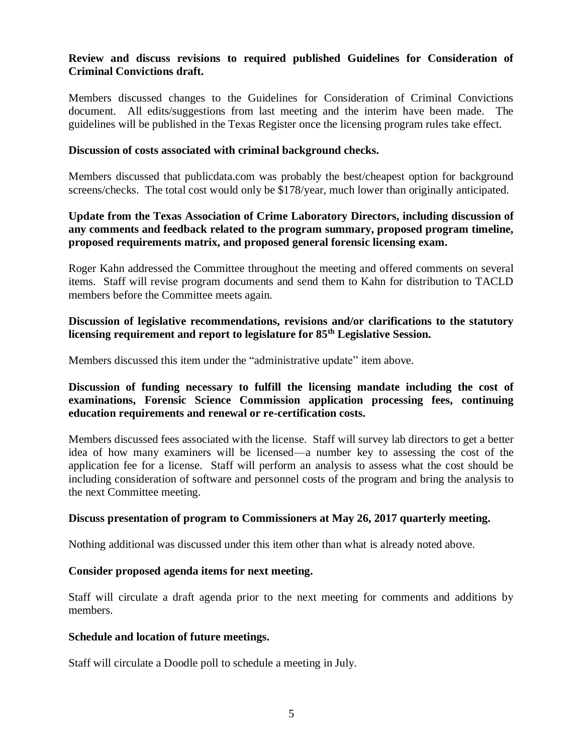**Review and discuss revisions to required published Guidelines for Consideration of Criminal Convictions draft.**

Members discussed changes to the Guidelines for Consideration of Criminal Convictions document. All edits/suggestions from last meeting and the interim have been made. The guidelines will be published in the Texas Register once the licensing program rules take effect.

**Discussion of costs associated with criminal background checks.**

Members discussed that publicdata.com was probably the best/cheapest option for background screens/checks. The total cost would only be $178/year, much lower than originally anticipated.

**Update from the Texas Association of Crime Laboratory Directors, including discussion of any comments and feedback related to the program summary, proposed program timeline, proposed requirements matrix, and proposed general forensic licensing exam.**

Roger Kahn addressed the Committee throughout the meeting and offered comments on several items. Staff will revise program documents and send them to Kahn for distribution to TACLD members before the Committee meets again.

**Discussion of legislative recommendations, revisions and/or clarifications to the statutory licensing requirement and report to legislature for 85th Legislative Session.**

Members discussed this item under the "administrative update" item above.

**Discussion of funding necessary to fulfill the licensing mandate including the cost of examinations, Forensic Science Commission application processing fees, continuing education requirements and renewal or re-certification costs.**

Members discussed fees associated with the license. Staff will survey lab directors to get a better idea of how many examiners will be licensed—a number key to assessing the cost of the application fee for a license. Staff will perform an analysis to assess what the cost should be including consideration of software and personnel costs of the program and bring the analysis to the next Committee meeting.

**Discuss presentation of program to Commissioners at May 26, 2017 quarterly meeting.**

Nothing additional was discussed under this item other than what is already noted above.

**Consider proposed agenda items for next meeting.**

Staff will circulate a draft agenda prior to the next meeting for comments and additions by members.

**Schedule and location of future meetings.**

Staff will circulate a Doodle poll to schedule a meeting in July.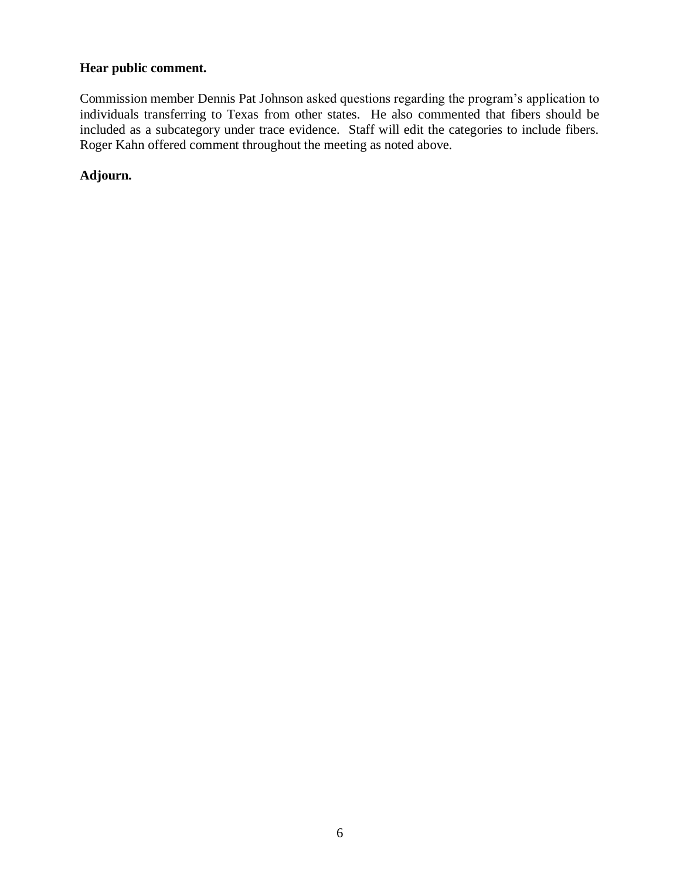**Hear public comment.**

Commission member Dennis Pat Johnson asked questions regarding the program's application to individuals transferring to Texas from other states. He also commented that fibers should be included as a subcategory under trace evidence. Staff will edit the categories to include fibers. Roger Kahn offered comment throughout the meeting as noted above.

**Adjourn.**